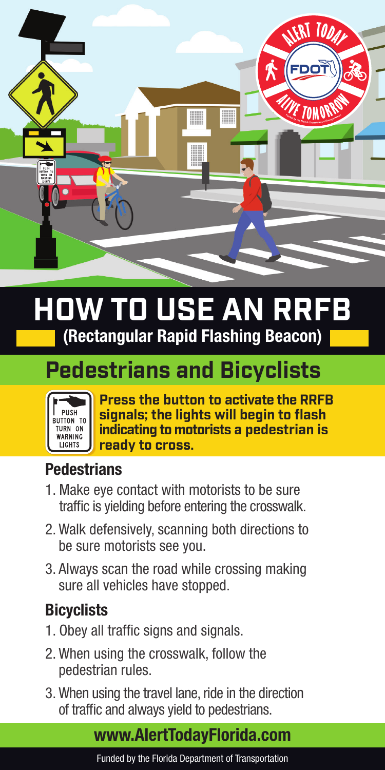# HOW TO USE AN RRFB

**(Rectangular Rapid Flashing Beacon)**

## Pedestrians and Bicyclists

PUSH BUTTON TO TURN ON WARNING LIGHTS

**Press the button to activate the RRFB signals; the lights will begin to flash indicating to motorists a pedestrian is ready to cross.**

### Pedestrians

1. Make eye contact with motorists to be sure traffic is yielding before entering the crosswalk.
2. Walk defensively, scanning both directions to be sure motorists see you.
3. Always scan the road while crossing making sure all vehicles have stopped.

### Bicyclists

1. Obey all traffic signs and signals.
2. When using the crosswalk, follow the pedestrian rules.
3. When using the travel lane, ride in the direction of traffic and always yield to pedestrians.

**www.AlertTodayFlorida.com**

Funded by the Florida Department of Transportation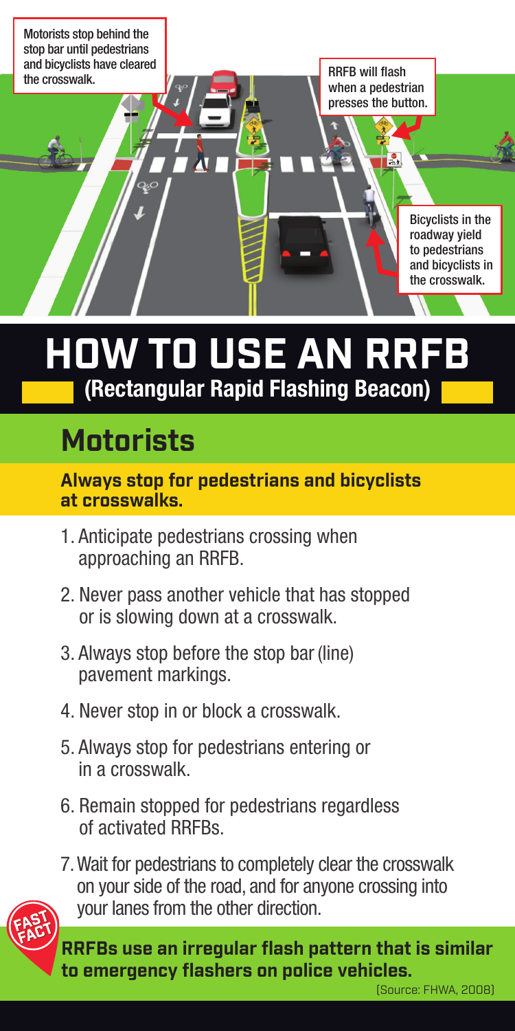Motorists stop behind the stop bar until pedestrians and bicyclists have cleared the crosswalk.

RRFB will flash when a pedestrian presses the button.

Bicyclists in the roadway yield to pedestrians and bicyclists in the crosswalk.

# HOW TO USE AN RRFB

**(Rectangular Rapid Flashing Beacon)**

## Motorists

**Always stop for pedestrians and bicyclists at crosswalks.**

1. Anticipate pedestrians crossing when approaching an RRFB.
2. Never pass another vehicle that has stopped or is slowing down at a crosswalk.
3. Always stop before the stop bar (line) pavement markings.
4. Never stop in or block a crosswalk.
5. Always stop for pedestrians entering or in a crosswalk.
6. Remain stopped for pedestrians regardless of activated RRFBs.
7. Wait for pedestrians to completely clear the crosswalk on your side of the road, and for anyone crossing into your lanes from the other direction.

FAST FACT

**RRFBs use an irregular flash pattern that is similar to emergency flashers on police vehicles.**

(Source: FHWA, 2008)